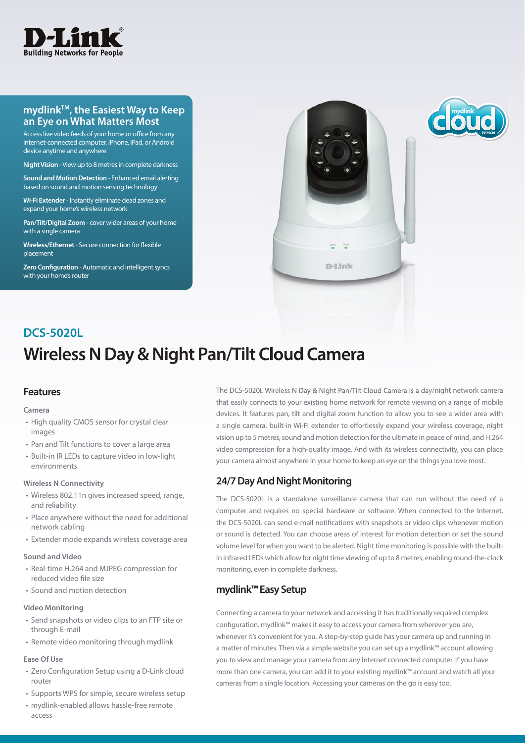D-Link
Building Networks for People

## mydlink™, the Easiest Way to Keep an Eye on What Matters Most

Access live video feeds of your home or office from any internet-connected computer, iPhone, iPad, or Android device anytime and anywhere

**Night Vision** - View up to 8 metres in complete darkness

**Sound and Motion Detection** - Enhanced email alerting based on sound and motion sensing technology

**Wi-Fi Extender** - Instantly eliminate dead zones and expand your home's wireless network

**Pan/Tilt/Digital Zoom** - cover wider areas of your home with a single camera

**Wireless/Ethernet** - Secure connection for flexible placement

**Zero Configuration** - Automatic and intelligent syncs with your home's router

## DCS-5020L

# Wireless N Day & Night Pan/Tilt Cloud Camera

## Features

### Camera

- High quality CMOS sensor for crystal clear images
- Pan and Tilt functions to cover a large area
- Built-in IR LEDs to capture video in low-light environments

### Wireless N Connectivity

- Wireless 802.11n gives increased speed, range, and reliability
- Place anywhere without the need for additional network cabling
- Extender mode expands wireless coverage area

### Sound and Video

- Real-time H.264 and MJPEG compression for reduced video file size
- Sound and motion detection

### Video Monitoring

- Send snapshots or video clips to an FTP site or through E-mail
- Remote video monitoring through mydlink

### Ease Of Use

- Zero Configuration Setup using a D-Link cloud router
- Supports WPS for simple, secure wireless setup
- mydlink-enabled allows hassle-free remote access

The DCS-5020L Wireless N Day & Night Pan/Tilt Cloud Camera is a day/night network camera that easily connects to your existing home network for remote viewing on a range of mobile devices. It features pan, tilt and digital zoom function to allow you to see a wider area with a single camera, built-in Wi-Fi extender to effortlessly expand your wireless coverage, night vision up to 5 metres, sound and motion detection for the ultimate in peace of mind, and H.264 video compression for a high-quality image. And with its wireless connectivity, you can place your camera almost anywhere in your home to keep an eye on the things you love most.

## 24/7 Day And Night Monitoring

The DCS-5020L is a standalone surveillance camera that can run without the need of a computer and requires no special hardware or software. When connected to the Internet, the DCS-5020L can send e-mail notifications with snapshots or video clips whenever motion or sound is detected. You can choose areas of interest for motion detection or set the sound volume level for when you want to be alerted. Night time monitoring is possible with the built-in infrared LEDs which allow for night time viewing of up to 8 metres, enabling round-the-clock monitoring, even in complete darkness.

## mydlink™ Easy Setup

Connecting a camera to your network and accessing it has traditionally required complex configuration. mydlink™ makes it easy to access your camera from wherever you are, whenever it's convenient for you. A step-by-step guide has your camera up and running in a matter of minutes. Then via a simple website you can set up a mydlink™ account allowing you to view and manage your camera from any Internet connected computer. If you have more than one camera, you can add it to your existing mydlink™ account and watch all your cameras from a single location. Accessing your cameras on the go is easy too.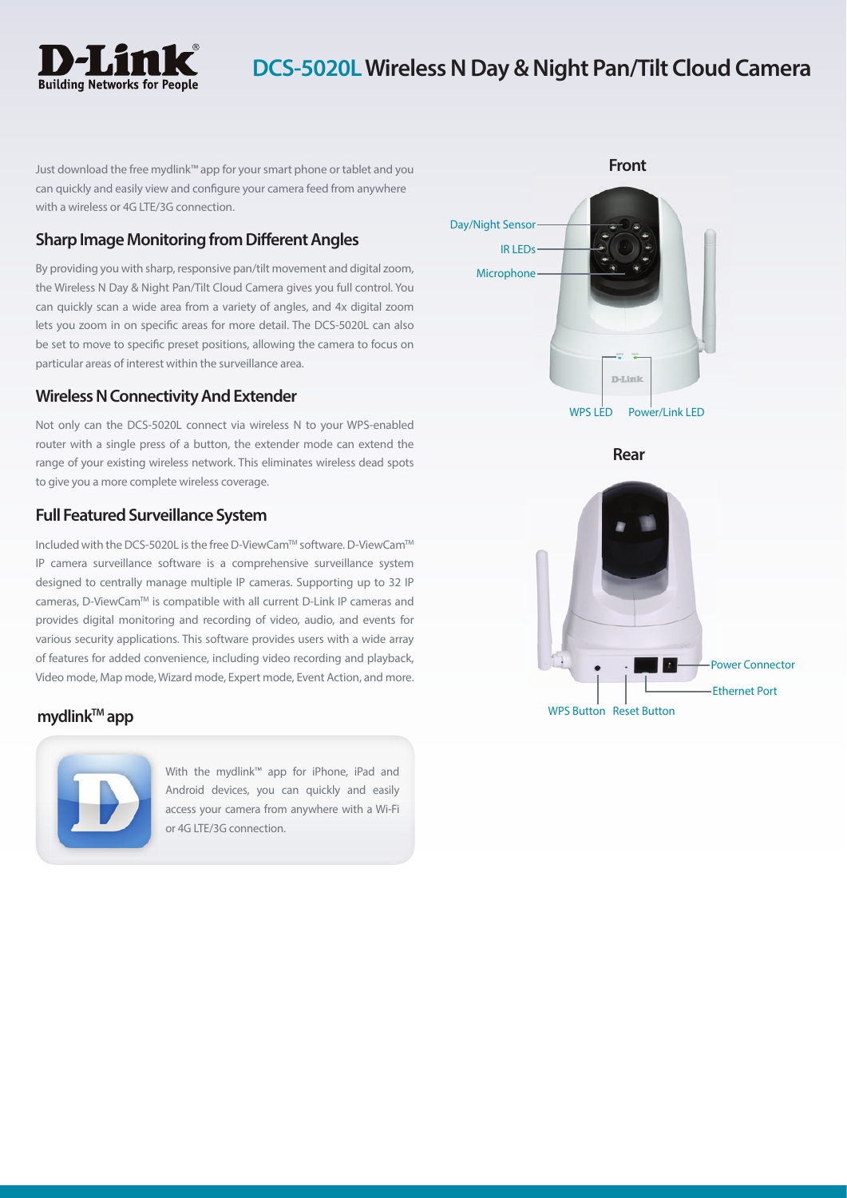# DCS-5020L Wireless N Day & Night Pan/Tilt Cloud Camera

Just download the free mydlink™ app for your smart phone or tablet and you can quickly and easily view and configure your camera feed from anywhere with a wireless or 4G LTE/3G connection.

## Sharp Image Monitoring from Different Angles

By providing you with sharp, responsive pan/tilt movement and digital zoom, the Wireless N Day & Night Pan/Tilt Cloud Camera gives you full control. You can quickly scan a wide area from a variety of angles, and 4x digital zoom lets you zoom in on specific areas for more detail. The DCS-5020L can also be set to move to specific preset positions, allowing the camera to focus on particular areas of interest within the surveillance area.

## Wireless N Connectivity And Extender

Not only can the DCS-5020L connect via wireless N to your WPS-enabled router with a single press of a button, the extender mode can extend the range of your existing wireless network. This eliminates wireless dead spots to give you a more complete wireless coverage.

## Full Featured Surveillance System

Included with the DCS-5020L is the free D-ViewCam™ software. D-ViewCam™ IP camera surveillance software is a comprehensive surveillance system designed to centrally manage multiple IP cameras. Supporting up to 32 IP cameras, D-ViewCam™ is compatible with all current D-Link IP cameras and provides digital monitoring and recording of video, audio, and events for various security applications. This software provides users with a wide array of features for added convenience, including video recording and playback, Video mode, Map mode, Wizard mode, Expert mode, Event Action, and more.

## mydlink™ app

With the mydlink™ app for iPhone, iPad and Android devices, you can quickly and easily access your camera from anywhere with a Wi-Fi or 4G LTE/3G connection.

### Front

Day/Night Sensor

IR LEDs

Microphone

WPS LED

Power/Link LED

### Rear

Power Connector

Ethernet Port

WPS Button

Reset Button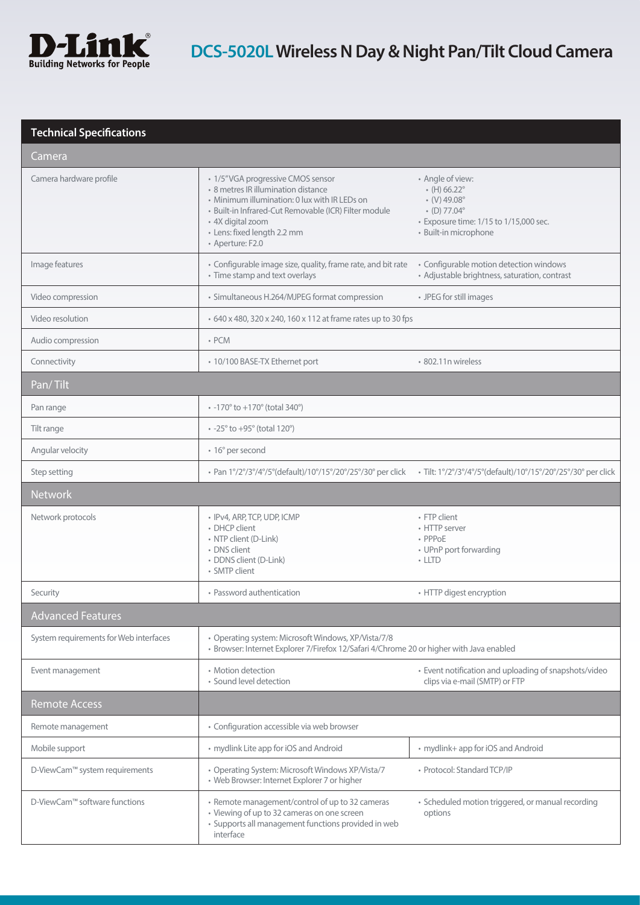# DCS-5020L Wireless N Day & Night Pan/Tilt Cloud Camera

## Technical Specifications

| Camera | | |
|---|---|---|
| Camera hardware profile | • 1/5" VGA progressive CMOS sensor<br>• 8 metres IR illumination distance<br>• Minimum illumination: 0 lux with IR LEDs on<br>• Built-in Infrared-Cut Removable (ICR) Filter module<br>• 4X digital zoom<br>• Lens: fixed length 2.2 mm<br>• Aperture: F2.0 | • Angle of view:<br>  • (H) 66.22°<br>  • (V) 49.08°<br>  • (D) 77.04°<br>• Exposure time: 1/15 to 1/15,000 sec.<br>• Built-in microphone |
| Image features | • Configurable image size, quality, frame rate, and bit rate<br>• Time stamp and text overlays | • Configurable motion detection windows<br>• Adjustable brightness, saturation, contrast |
| Video compression | • Simultaneous H.264/MJPEG format compression | • JPEG for still images |
| Video resolution | • 640 x 480, 320 x 240, 160 x 112 at frame rates up to 30 fps | |
| Audio compression | • PCM | |
| Connectivity | • 10/100 BASE-TX Ethernet port | • 802.11n wireless |
| **Pan/Tilt** | | |
| Pan range | • -170° to +170° (total 340°) | |
| Tilt range | • -25° to +95° (total 120°) | |
| Angular velocity | • 16° per second | |
| Step setting | • Pan 1°/2°/3°/4°/5°(default)/10°/15°/20°/25°/30° per click | • Tilt: 1°/2°/3°/4°/5°(default)/10°/15°/20°/25°/30° per click |
| **Network** | | |
| Network protocols | • IPv4, ARP, TCP, UDP, ICMP<br>• DHCP client<br>• NTP client (D-Link)<br>• DNS client<br>• DDNS client (D-Link)<br>• SMTP client | • FTP client<br>• HTTP server<br>• PPPoE<br>• UPnP port forwarding<br>• LLTD |
| Security | • Password authentication | • HTTP digest encryption |
| **Advanced Features** | | |
| System requirements for Web interfaces | • Operating system: Microsoft Windows, XP/Vista/7/8<br>• Browser: Internet Explorer 7/Firefox 12/Safari 4/Chrome 20 or higher with Java enabled | |
| Event management | • Motion detection<br>• Sound level detection | • Event notification and uploading of snapshots/video clips via e-mail (SMTP) or FTP |
| **Remote Access** | | |
| Remote management | • Configuration accessible via web browser | |
| Mobile support | • mydlink Lite app for iOS and Android | • mydlink+ app for iOS and Android |
| D-ViewCam™ system requirements | • Operating System: Microsoft Windows XP/Vista/7<br>• Web Browser: Internet Explorer 7 or higher | • Protocol: Standard TCP/IP |
| D-ViewCam™ software functions | • Remote management/control of up to 32 cameras<br>• Viewing of up to 32 cameras on one screen<br>• Supports all management functions provided in web interface | • Scheduled motion triggered, or manual recording options |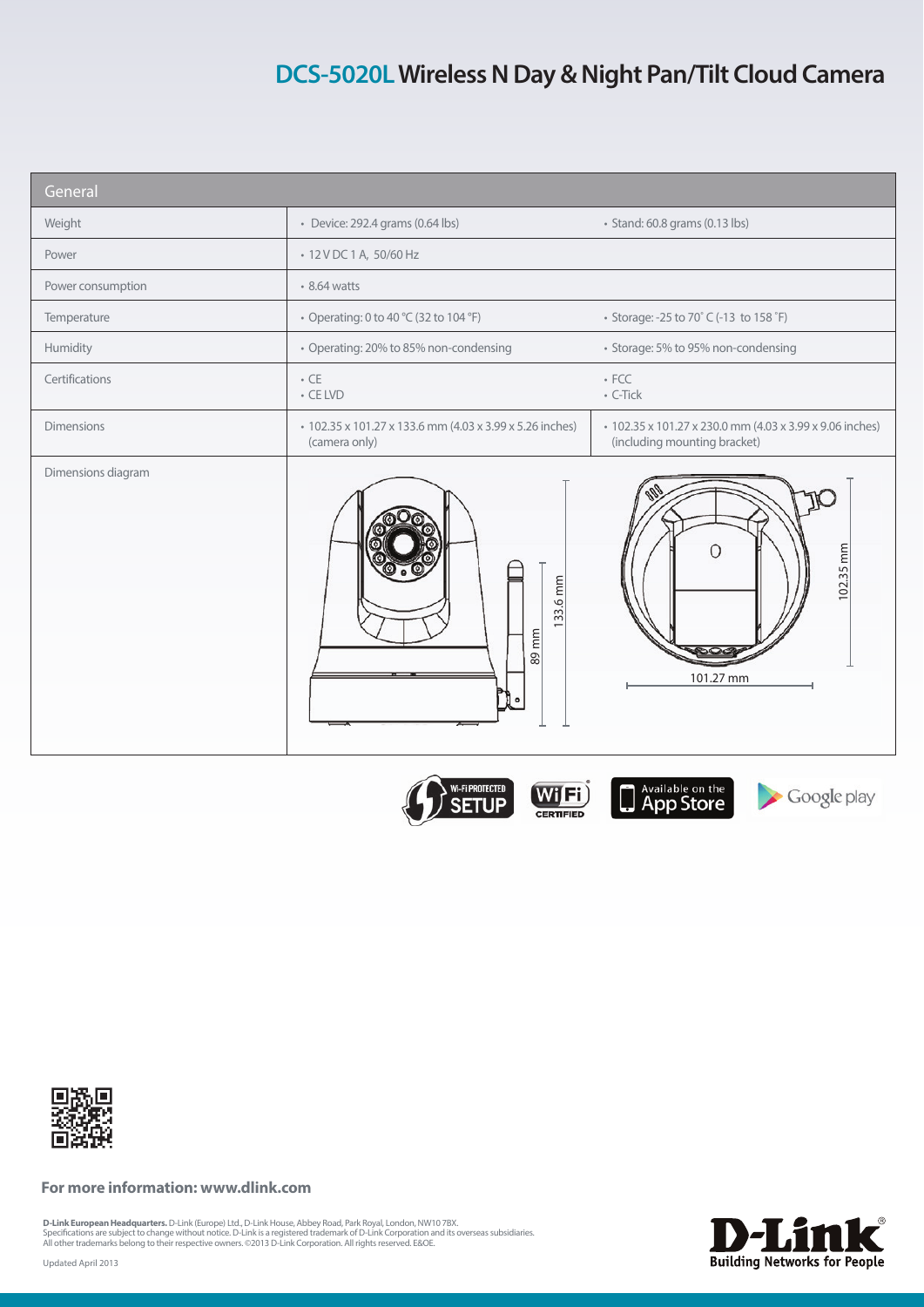# DCS-5020L Wireless N Day & Night Pan/Tilt Cloud Camera

| General | | |
|---|---|---|
| Weight | • Device: 292.4 grams (0.64 lbs) | • Stand: 60.8 grams (0.13 lbs) |
| Power | • 12 V DC 1 A, 50/60 Hz | |
| Power consumption | • 8.64 watts | |
| Temperature | • Operating: 0 to 40 °C (32 to 104 °F) | • Storage: -25 to 70˚ C (-13 to 158 ˚F) |
| Humidity | • Operating: 20% to 85% non-condensing | • Storage: 5% to 95% non-condensing |
| Certifications | • CE<br>• CE LVD | • FCC<br>• C-Tick |
| Dimensions | • 102.35 x 101.27 x 133.6 mm (4.03 x 3.99 x 5.26 inches) (camera only) | • 102.35 x 101.27 x 230.0 mm (4.03 x 3.99 x 9.06 inches) (including mounting bracket) |
| Dimensions diagram | 133.6 mm<br>89 mm | 102.35 mm<br>101.27 mm |

**For more information: www.dlink.com**

**D-Link European Headquarters.** D-Link (Europe) Ltd., D-Link House, Abbey Road, Park Royal, London, NW10 7BX.
Specifications are subject to change without notice. D-Link is a registered trademark of D-Link Corporation and its overseas subsidiaries.
All other trademarks belong to their respective owners. ©2013 D-Link Corporation. All rights reserved. E&OE.

Updated April 2013